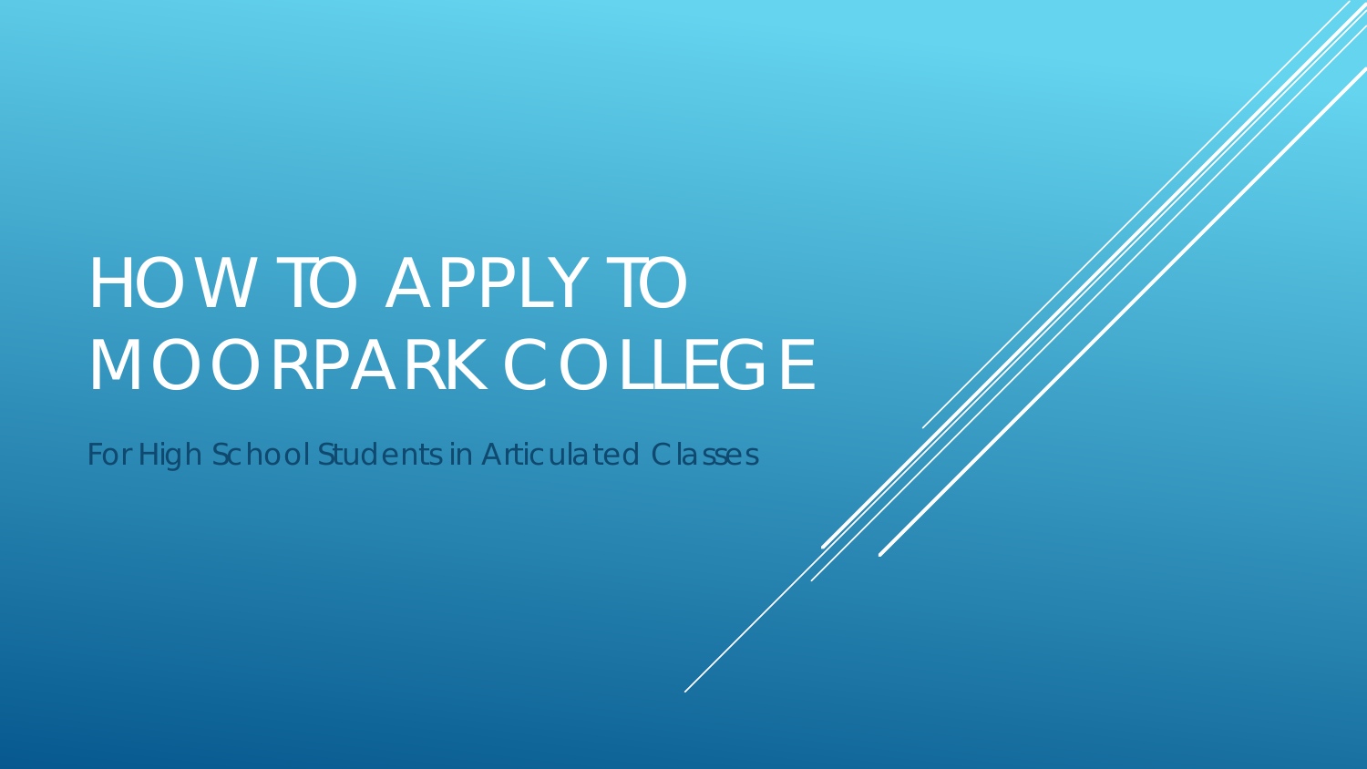# HOW TO APPLY TO MOORPARK COLLEGE

For High School Students in Articulated Classes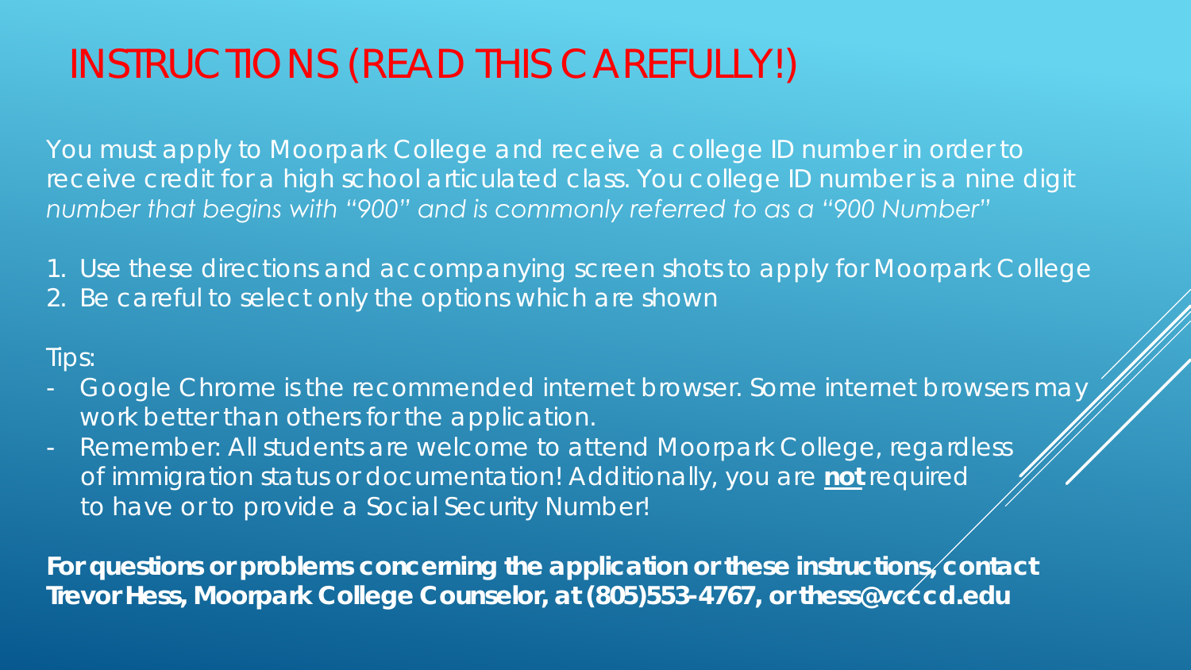# INSTRUCTIONS (READ THIS CAREFULLY!)

You must apply to Moorpark College and receive a college ID number in order to receive credit for a high school articulated class. You college ID number is a nine digit *number that begins with "900" and is commonly referred to as a "900 Number"*

1. Use these directions and accompanying screen shots to apply for Moorpark College
2. Be careful to select only the options which are shown

Tips:

- Google Chrome is the recommended internet browser. Some internet browsers may work better than others for the application.
- Remember: All students are welcome to attend Moorpark College, regardless of immigration status or documentation! Additionally, you are **not** required to have or to provide a Social Security Number!

**For questions or problems concerning the application or these instructions, contact Trevor Hess, Moorpark College Counselor, at (805)553-4767, or thess@vcccd.edu**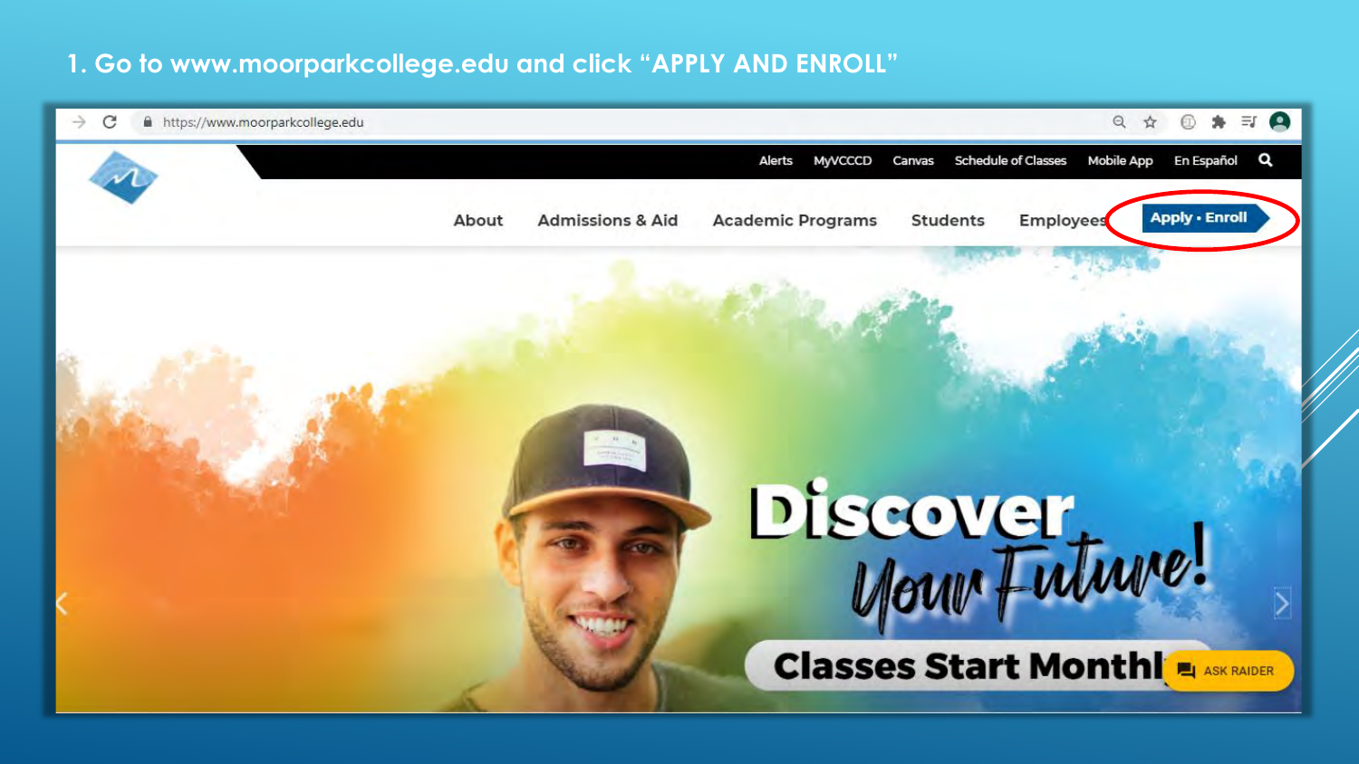1. Go to www.moorparkcollege.edu and click "APPLY AND ENROLL"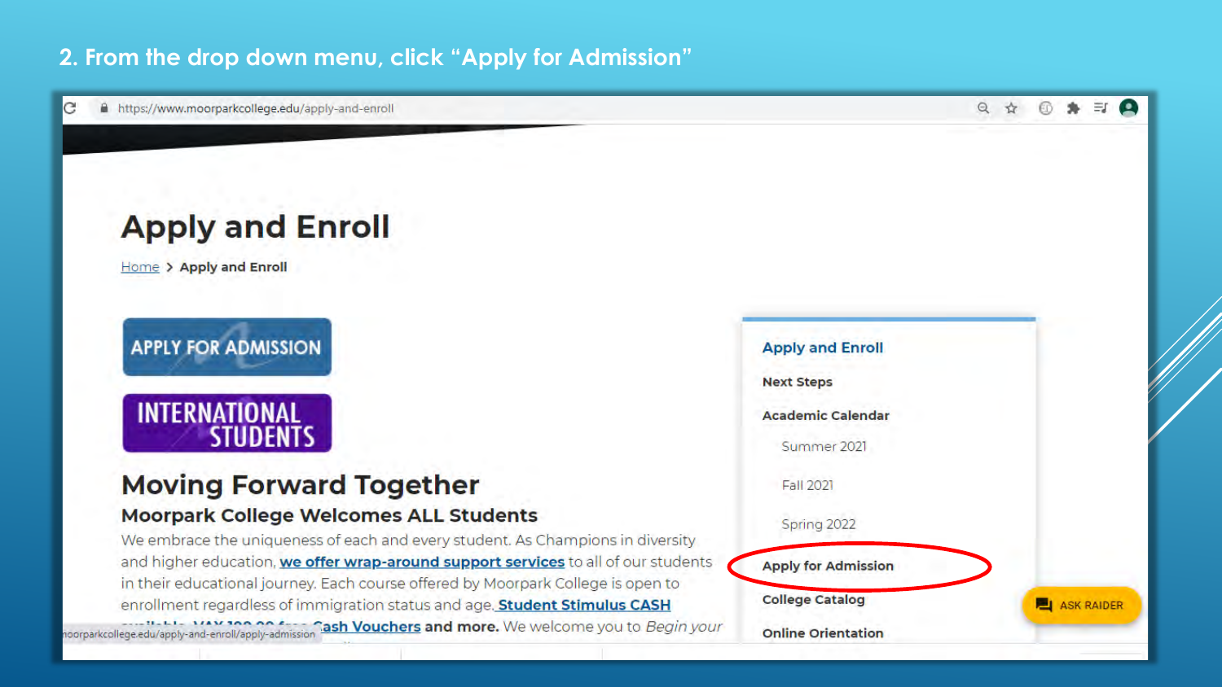## 2. From the drop down menu, click "Apply for Admission"

https://www.moorparkcollege.edu/apply-and-enroll

# Apply and Enroll

Home > Apply and Enroll

APPLY FOR ADMISSION

INTERNATIONAL STUDENTS

## Moving Forward Together

### Moorpark College Welcomes ALL Students

We embrace the uniqueness of each and every student. As Champions in diversity and higher education, we offer wrap-around support services to all of our students in their educational journey. Each course offered by Moorpark College is open to enrollment regardless of immigration status and age. Student Stimulus CASH ... Cash Vouchers and more. We welcome you to *Begin your*

- **Apply and Enroll**
- Next Steps
- Academic Calendar
  - Summer 2021
  - Fall 2021
  - Spring 2022
- Apply for Admission
- College Catalog
- Online Orientation

ASK RAIDER

moorparkcollege.edu/apply-and-enroll/apply-admission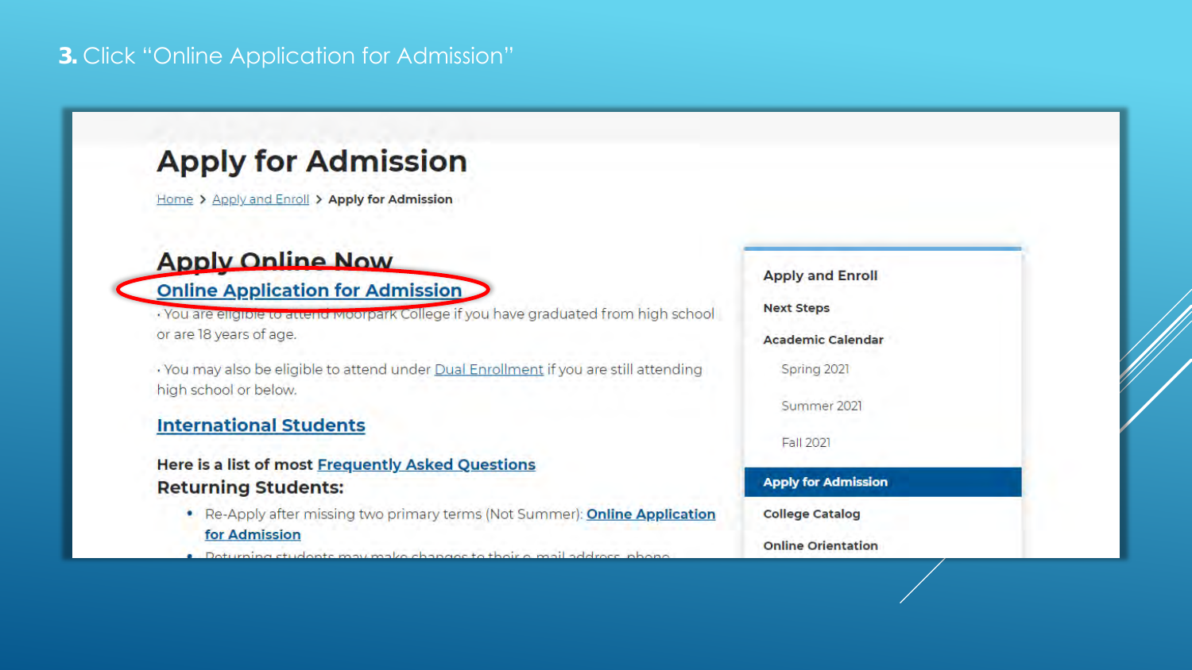**3.** Click "Online Application for Admission"

# Apply for Admission

Home > Apply and Enroll > **Apply for Admission**

## Apply Online Now

**Online Application for Admission**

· You are eligible to attend Moorpark College if you have graduated from high school or are 18 years of age.

· You may also be eligible to attend under Dual Enrollment if you are still attending high school or below.

**International Students**

**Here is a list of most Frequently Asked Questions**

**Returning Students:**

- Re-Apply after missing two primary terms (Not Summer): **Online Application for Admission**
- Returning students may make changes to their e-mail address, phone

---

**Apply and Enroll**

**Next Steps**

**Academic Calendar**

- Spring 2021
- Summer 2021
- Fall 2021

**Apply for Admission**

**College Catalog**

**Online Orientation**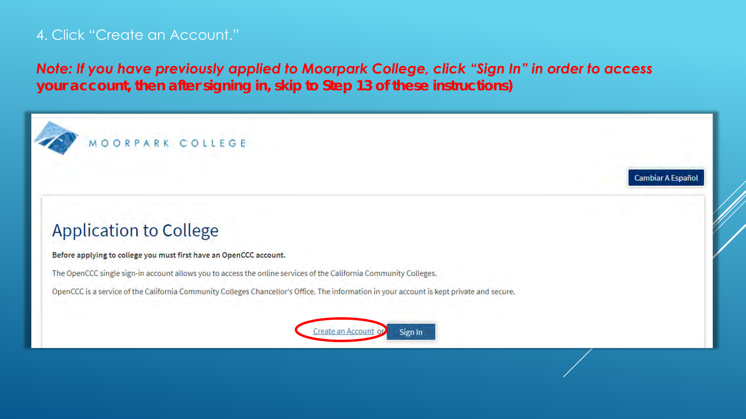4. Click "Create an Account."

***Note: If you have previously applied to Moorpark College, click "Sign In" in order to access your account, then after signing in, skip to Step 13 of these instructions)***

MOORPARK COLLEGE

Cambiar A Español

## Application to College

**Before applying to college you must first have an OpenCCC account.**

The OpenCCC single sign-in account allows you to access the online services of the California Community Colleges.

OpenCCC is a service of the California Community Colleges Chancellor's Office. The information in your account is kept private and secure.

Create an Account or Sign In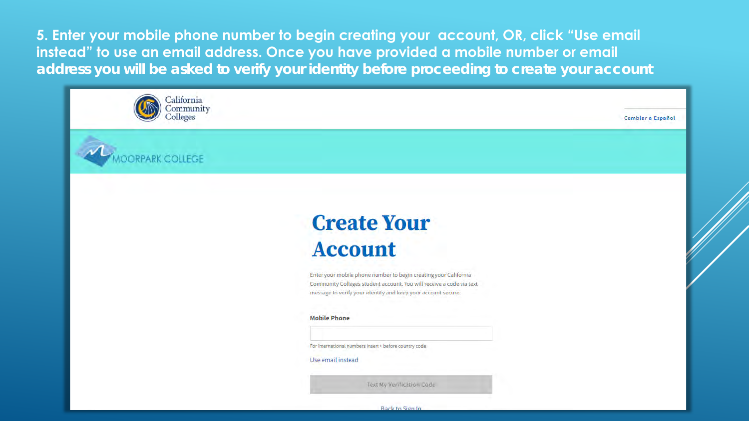5. Enter your mobile phone number to begin creating your account, OR, click "Use email instead" to use an email address. Once you have provided a mobile number or email address you will be asked to verify your identity before proceeding to create your account

California Community Colleges

Cambiar a Español

MOORPARK COLLEGE

# Create Your Account

Enter your mobile phone number to begin creating your California Community Colleges student account. You will receive a code via text message to verify your identity and keep your account secure.

**Mobile Phone**

For international numbers insert + before country code

Use email instead

Text My Verification Code

Back to Sign In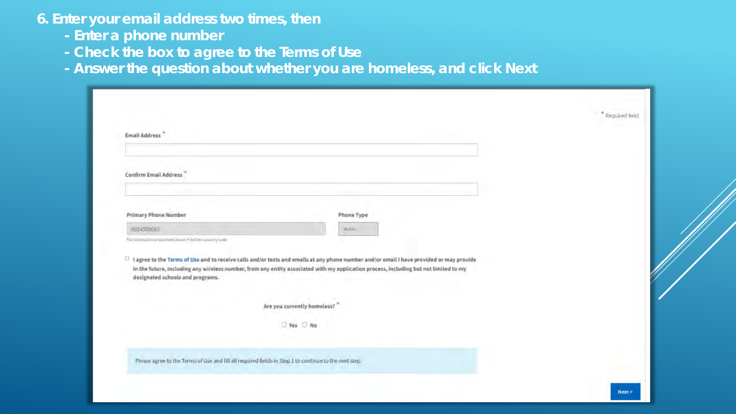6. Enter your email address two times, then
   - Enter a phone number
   - Check the box to agree to the Terms of Use
   - Answer the question about whether you are homeless, and click Next

\* Required field

Email Address \*

Confirm Email Address \*

Primary Phone Number

8054500693

For international numbers insert + before country code

Phone Type

Mobile

☐ I agree to the Terms of Use and to receive calls and/or texts and emails at any phone number and/or email I have provided or may provide in the future, including any wireless number, from any entity associated with my application process, including but not limited to my designated schools and programs.

Are you currently homeless? \*

○ Yes ○ No

Please agree to the Terms of Use and fill all required fields in Step 1 to continue to the next step.

Next >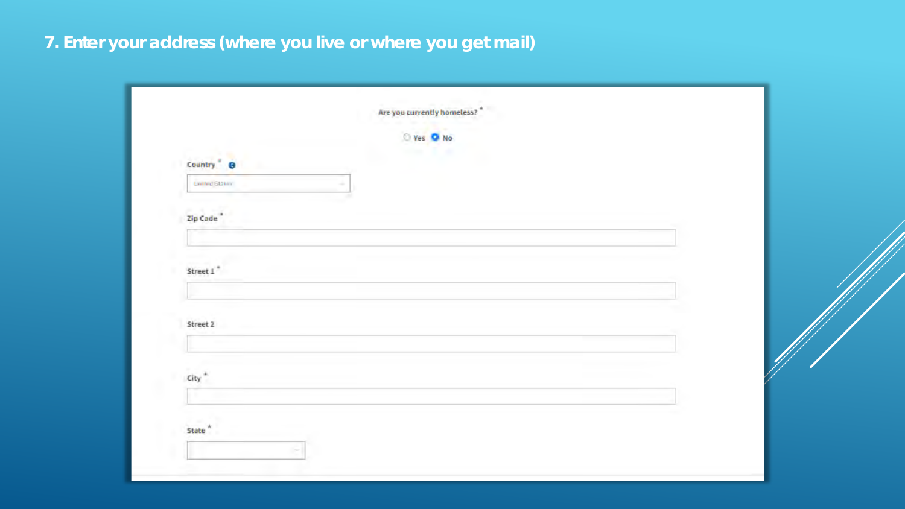# 7. Enter your address (where you live or where you get mail)

Are you currently homeless? *

○ Yes ● No

Country *

United States

Zip Code *

Street 1 *

Street 2

City *

State *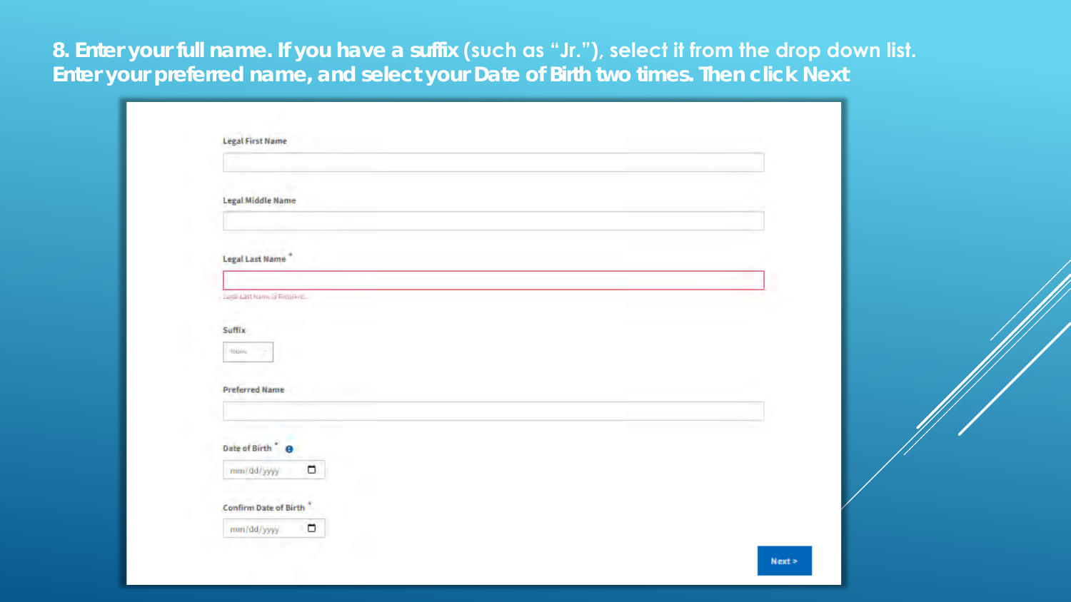**8. Enter your full name. If you have a suffix (such as "Jr."), select it from the drop down list. Enter your preferred name, and select your Date of Birth two times. Then click Next**

Legal First Name

Legal Middle Name

Legal Last Name *

Legal Last Name is Required.

Suffix

None

Preferred Name

Date of Birth *

mm/dd/yyyy

Confirm Date of Birth *

mm/dd/yyyy

Next >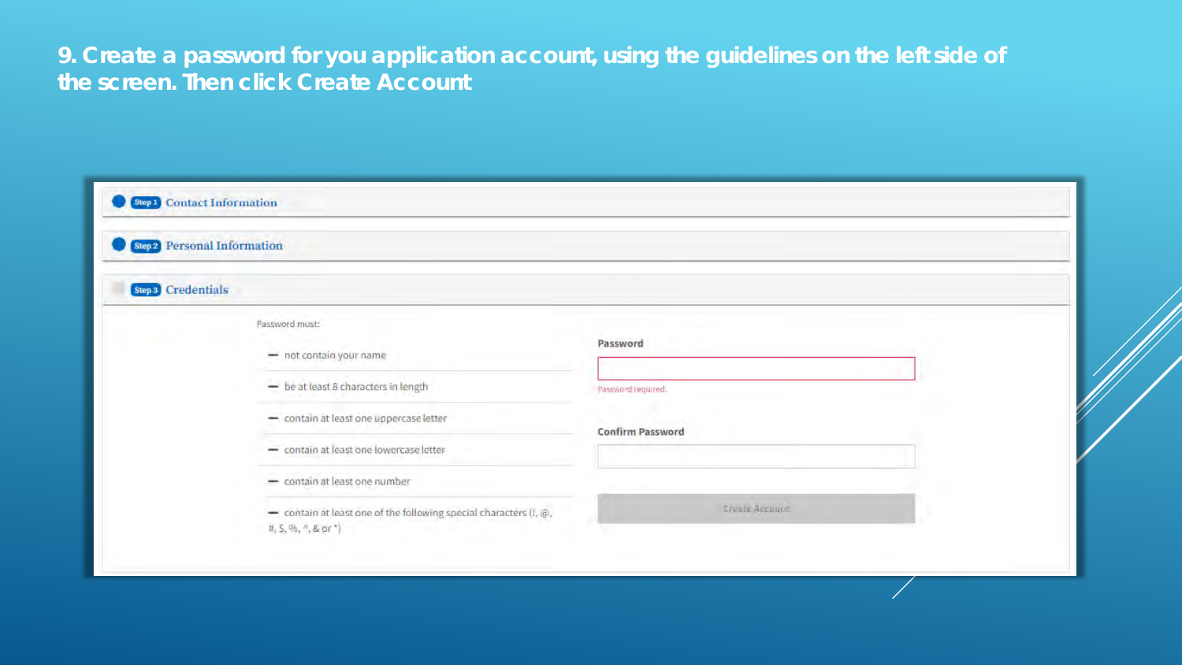# 9. Create a password for you application account, using the guidelines on the left side of the screen. Then click Create Account

**Step 1** Contact Information

**Step 2** Personal Information

**Step 3** Credentials

Password must:

- not contain your name
- be at least 8 characters in length
- contain at least one uppercase letter
- contain at least one lowercase letter
- contain at least one number
- contain at least one of the following special characters (!, @, #, $, %, ^, & or *)

**Password**

Password required.

**Confirm Password**

Create Account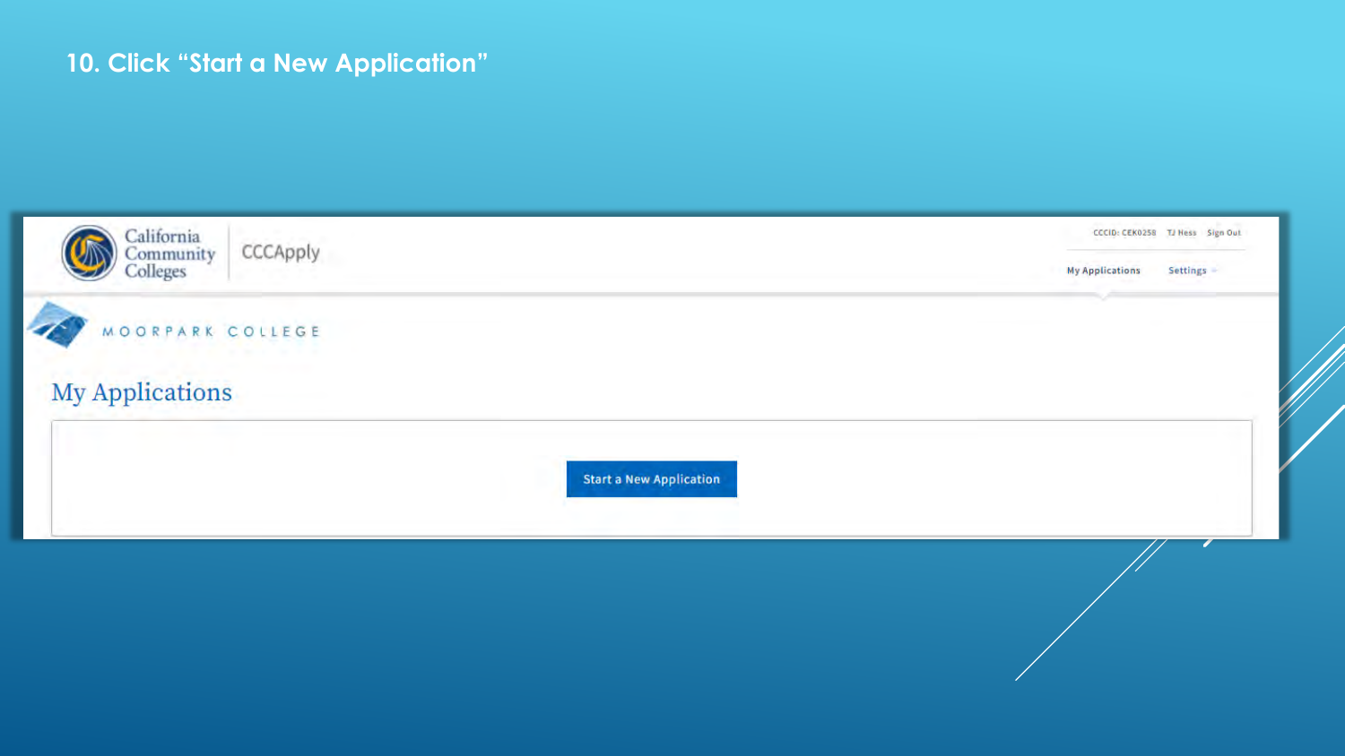## 10. Click “Start a New Application”

California Community Colleges | CCCApply

CCCID: CEK0258 TJ Hess Sign Out

My Applications Settings

MOORPARK COLLEGE

# My Applications

Start a New Application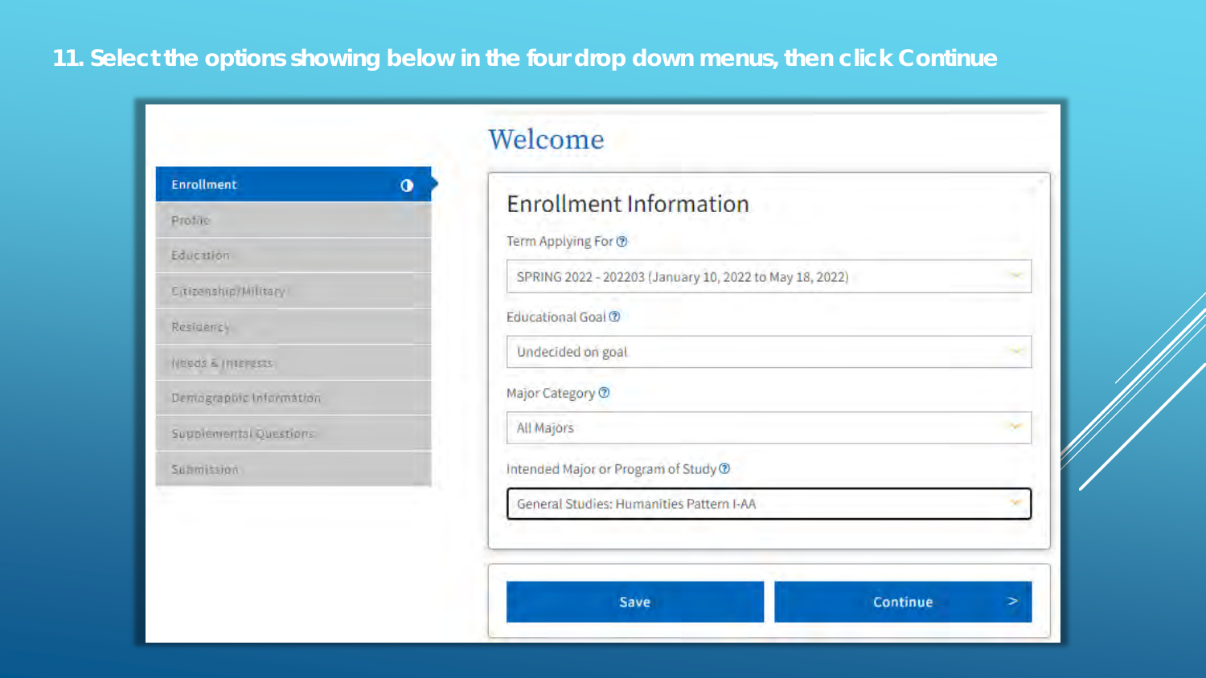## 11. Select the options showing below in the four drop down menus, then click Continue

Welcome

- Enrollment
- Profile
- Education
- Citizenship/Military
- Residency
- Needs & Interests
- Demographic Information
- Supplemental Questions
- Submission

### Enrollment Information

Term Applying For

SPRING 2022 - 202203 (January 10, 2022 to May 18, 2022)

Educational Goal

Undecided on goal

Major Category

All Majors

Intended Major or Program of Study

General Studies: Humanities Pattern I-AA

Save | Continue >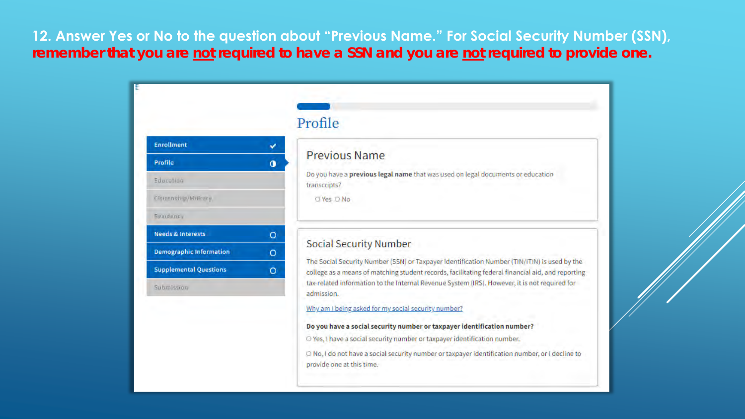12. Answer Yes or No to the question about "Previous Name." For Social Security Number (SSN), **remember that you are <u>not</u> required to have a SSN and you are <u>not</u> required to provide one.**

- Enrollment ✓
- Profile
- Education
- Citizenship/Military
- Residency
- Needs & Interests
- Demographic Information
- Supplemental Questions
- Submission

# Profile

## Previous Name

Do you have a **previous legal name** that was used on legal documents or education transcripts?

○ Yes ○ No

## Social Security Number

The Social Security Number (SSN) or Taxpayer Identification Number (TIN/iTIN) is used by the college as a means of matching student records, facilitating federal financial aid, and reporting tax-related information to the Internal Revenue System (IRS). However, it is not required for admission.

Why am I being asked for my social security number?

**Do you have a social security number or taxpayer identification number?**

○ Yes, I have a social security number or taxpayer identification number.

○ No, I do not have a social security number or taxpayer identification number, or I decline to provide one at this time.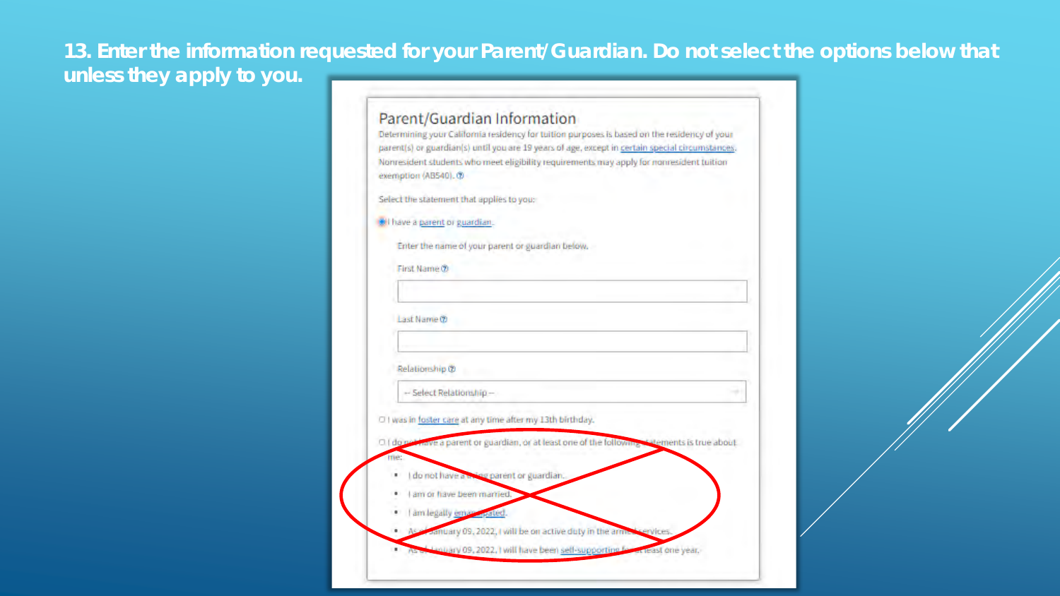**13. Enter the information requested for your Parent/Guardian. Do not select the options below that unless they apply to you.**

## Parent/Guardian Information

Determining your California residency for tuition purposes is based on the residency of your parent(s) or guardian(s) until you are 19 years of age, except in certain special circumstances. Nonresident students who meet eligibility requirements may apply for nonresident tuition exemption (AB540).

Select the statement that applies to you:

- ◉ I have a parent or guardian.

  Enter the name of your parent or guardian below.

  First Name

  Last Name

  Relationship

  -- Select Relationship --

- ○ I was in foster care at any time after my 13th birthday.
- ○ I do not have a parent or guardian, or at least one of the following statements is true about me:
  - I do not have a living parent or guardian.
  - I am or have been married.
  - I am legally emancipated.
  - As of January 09, 2022, I will be on active duty in the armed services.
  - As of January 09, 2022, I will have been self-supporting for at least one year.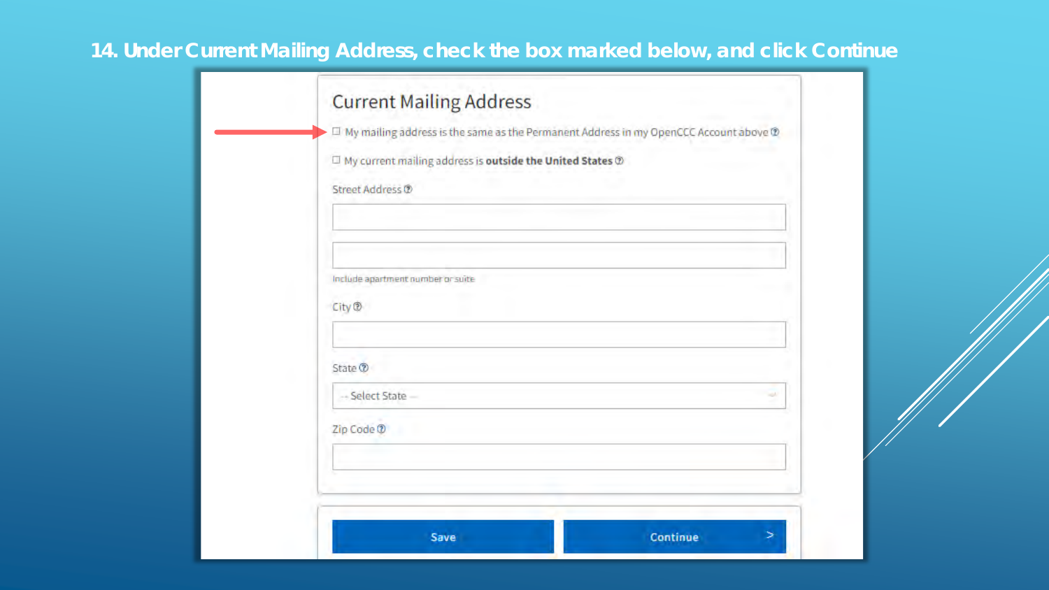## 14. Under Current Mailing Address, check the box marked below, and click Continue

### Current Mailing Address

☐ My mailing address is the same as the Permanent Address in my OpenCCC Account above

☐ My current mailing address is **outside the United States**

Street Address

Include apartment number or suite

City

State

-- Select State --

Zip Code

Save

Continue >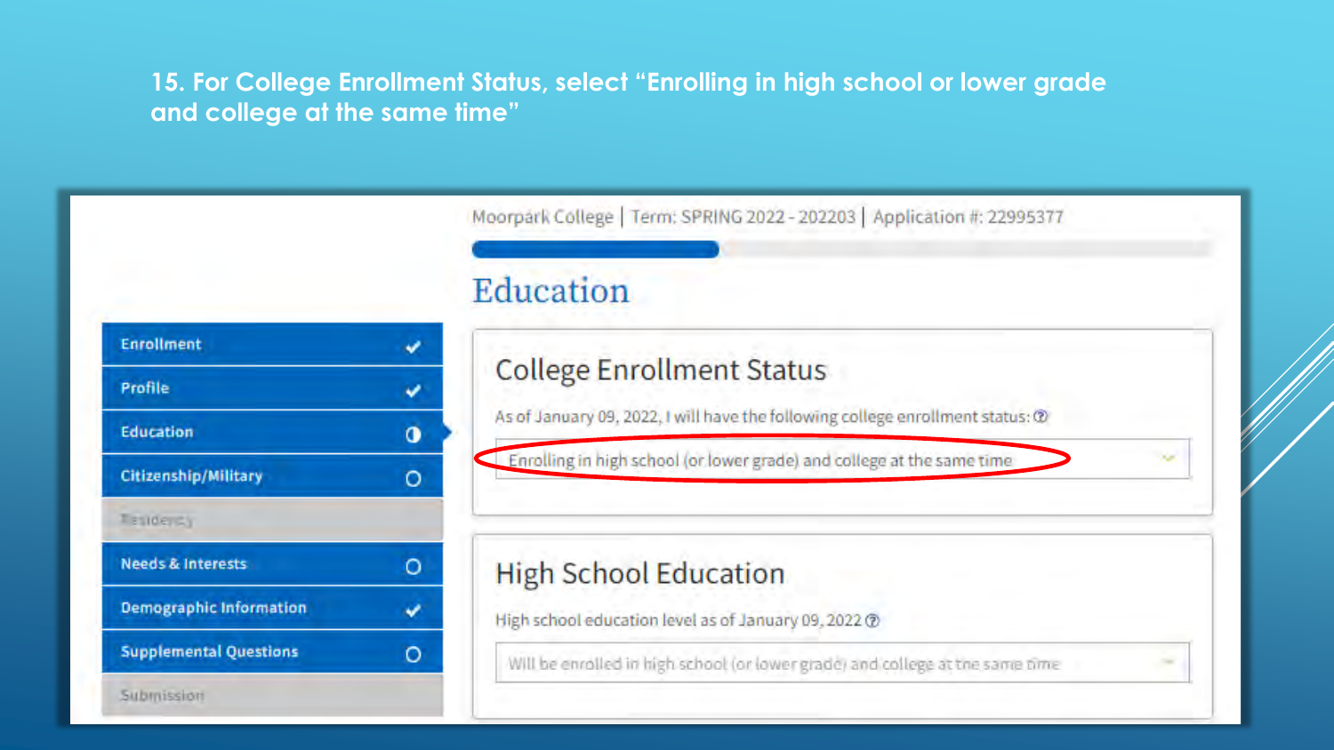15. For College Enrollment Status, select "Enrolling in high school or lower grade and college at the same time"

Moorpark College | Term: SPRING 2022 - 202203 | Application #: 22995377

# Education

- Enrollment
- Profile
- Education
- Citizenship/Military
- Residency
- Needs & Interests
- Demographic Information
- Supplemental Questions
- Submission

## College Enrollment Status

As of January 09, 2022, I will have the following college enrollment status:

Enrolling in high school (or lower grade) and college at the same time

## High School Education

High school education level as of January 09, 2022

Will be enrolled in high school (or lower grade) and college at the same time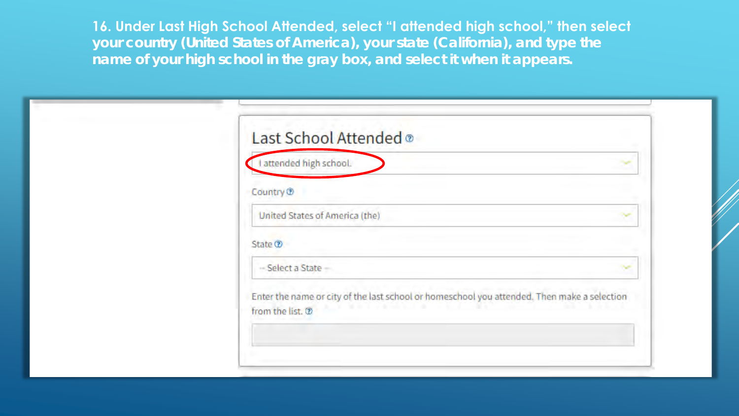16. Under Last High School Attended, select “I attended high school,” then select your country (United States of America), your state (California), and type the name of your high school in the gray box, and select it when it appears.

## Last School Attended

I attended high school.

Country

United States of America (the)

State

-- Select a State --

Enter the name or city of the last school or homeschool you attended. Then make a selection from the list.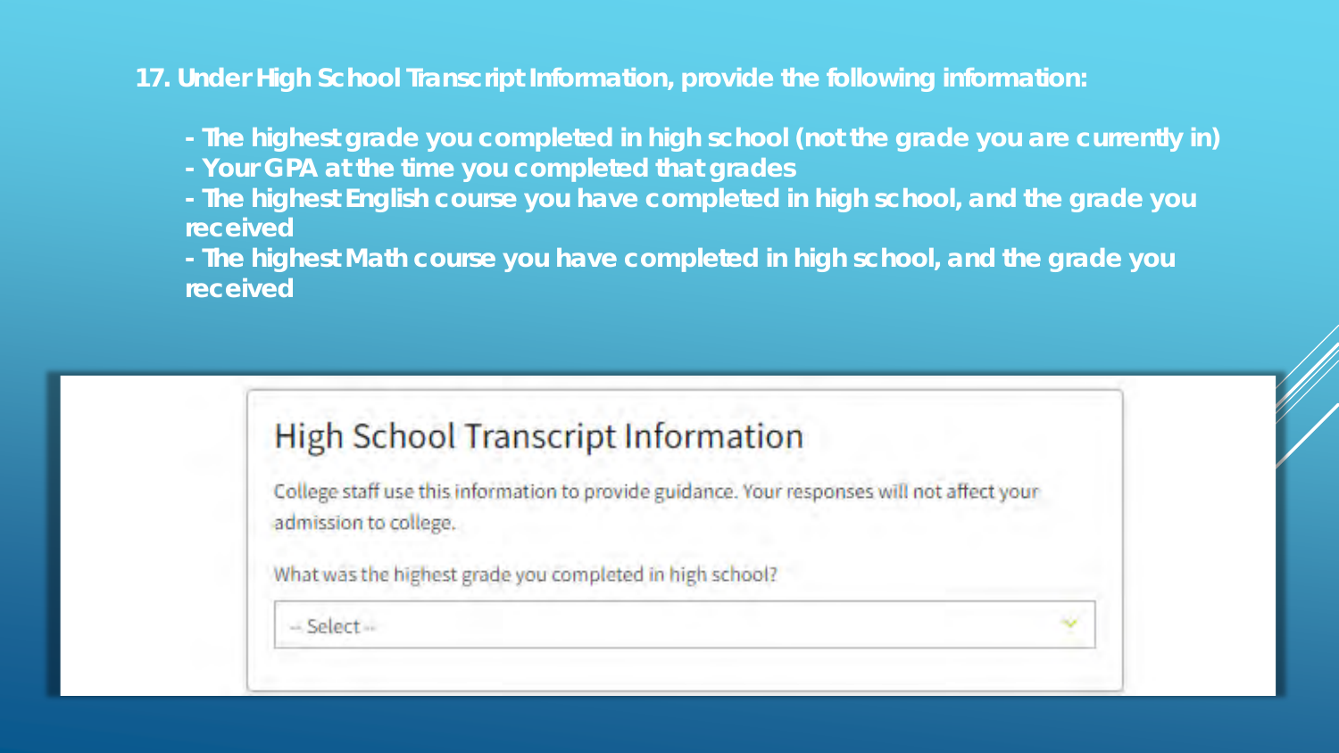**17. Under High School Transcript Information, provide the following information:**

- **The highest grade you completed in high school (not the grade you are currently in)**
- **Your GPA at the time you completed that grades**
- **The highest English course you have completed in high school, and the grade you received**
- **The highest Math course you have completed in high school, and the grade you received**

## High School Transcript Information

College staff use this information to provide guidance. Your responses will not affect your admission to college.

What was the highest grade you completed in high school?

-- Select --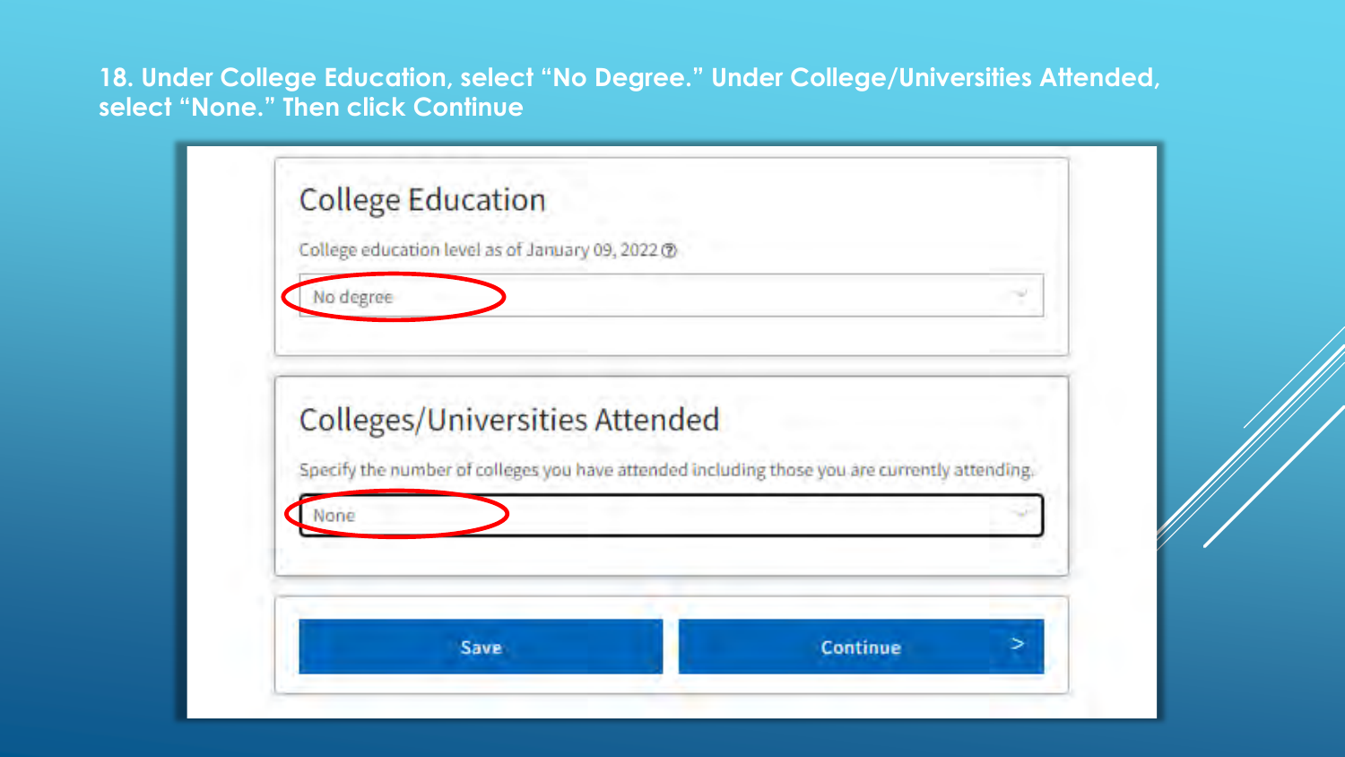18. Under College Education, select "No Degree." Under College/Universities Attended, select "None." Then click Continue

## College Education

College education level as of January 09, 2022

No degree

## Colleges/Universities Attended

Specify the number of colleges you have attended including those you are currently attending.

None

Save

Continue >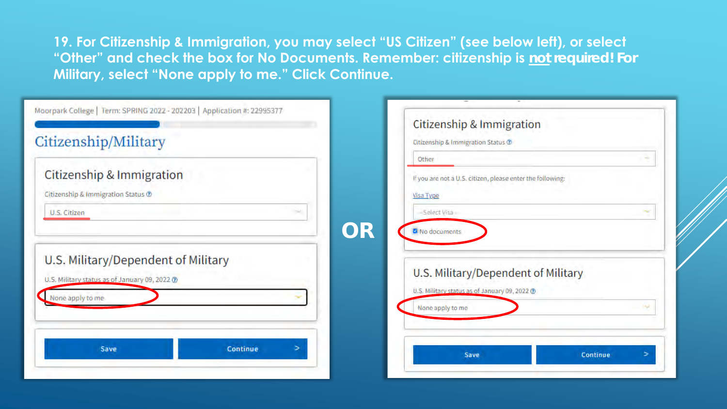19. For Citizenship & Immigration, you may select "US Citizen" (see below left), or select "Other" and check the box for No Documents. Remember: citizenship is **not required!** For Military, select "None apply to me." Click Continue.

Moorpark College | Term: SPRING 2022 - 202203 | Application #: 22995377

## Citizenship/Military

### Citizenship & Immigration

Citizenship & Immigration Status

U.S. Citizen

### U.S. Military/Dependent of Military

U.S. Military status as of January 09, 2022

None apply to me

Save | Continue >

**OR**

### Citizenship & Immigration

Citizenship & Immigration Status

Other

If you are not a U.S. citizen, please enter the following:

Visa Type

--Select Visa--

☑ No documents

### U.S. Military/Dependent of Military

U.S. Military status as of January 09, 2022

None apply to me

Save | Continue >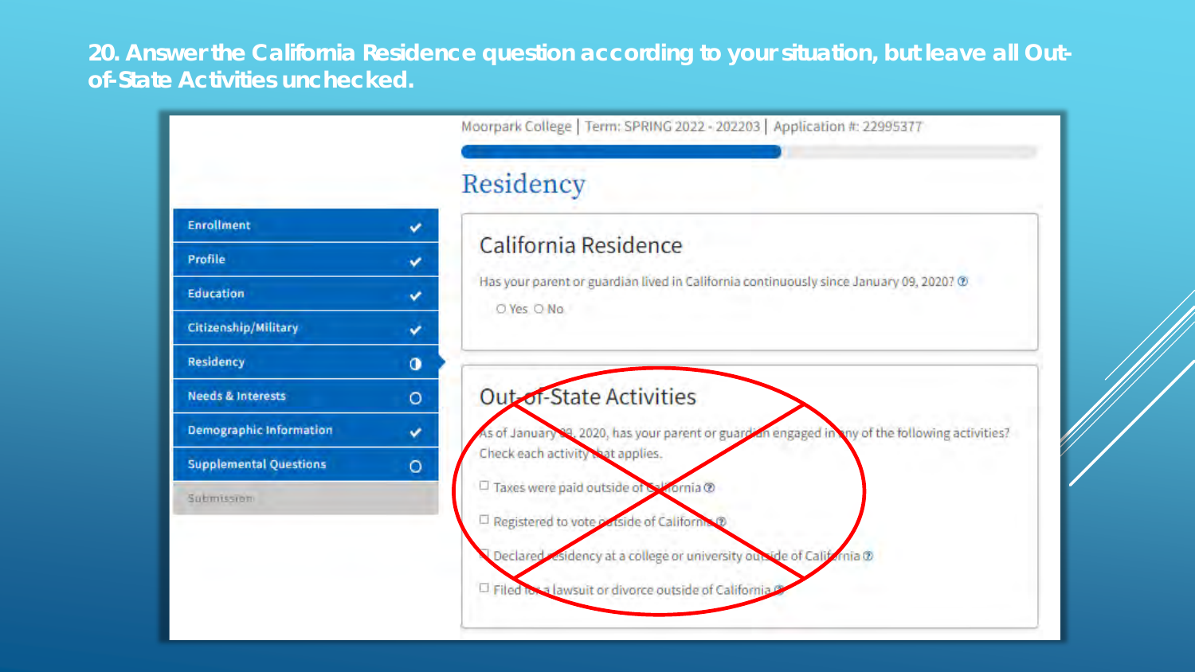## 20. Answer the California Residence question according to your situation, but leave all Out-of-State Activities unchecked.

Moorpark College | Term: SPRING 2022 - 202203 | Application #: 22995377

# Residency

- Enrollment ✔
- Profile ✔
- Education ✔
- Citizenship/Military ✔
- Residency
- Needs & Interests
- Demographic Information ✔
- Supplemental Questions
- Submission

### California Residence

Has your parent or guardian lived in California continuously since January 09, 2020?

○ Yes ○ No

### Out-of-State Activities

As of January 09, 2020, has your parent or guardian engaged in any of the following activities? Check each activity that applies.

- ☐ Taxes were paid outside of California
- ☐ Registered to vote outside of California
- ☐ Declared residency at a college or university outside of California
- ☐ Filed for a lawsuit or divorce outside of California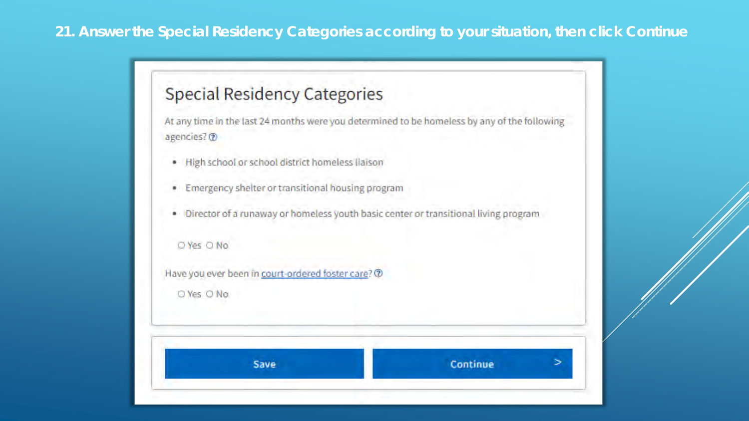## 21. Answer the Special Residency Categories according to your situation, then click Continue

### Special Residency Categories

At any time in the last 24 months were you determined to be homeless by any of the following agencies?

- High school or school district homeless liaison
- Emergency shelter or transitional housing program
- Director of a runaway or homeless youth basic center or transitional living program

○ Yes ○ No

Have you ever been in court-ordered foster care?

○ Yes ○ No

Save | Continue >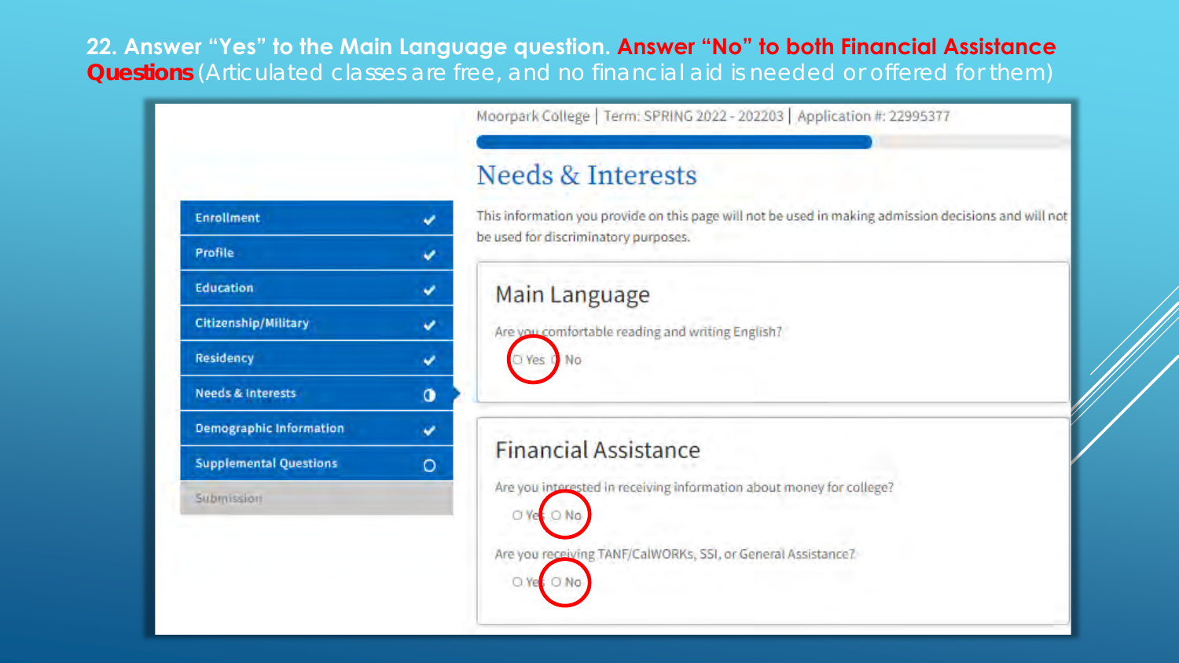**22. Answer "Yes" to the Main Language question. Answer "No" to both Financial Assistance Questions** (Articulated classes are free, and no financial aid is needed or offered for them)

Moorpark College | Term: SPRING 2022 - 202203 | Application #: 22995377

- Enrollment ✔
- Profile ✔
- Education ✔
- Citizenship/Military ✔
- Residency ✔
- Needs & Interests
- Demographic Information ✔
- Supplemental Questions
- Submission

## Needs & Interests

This information you provide on this page will not be used in making admission decisions and will not be used for discriminatory purposes.

### Main Language

Are you comfortable reading and writing English?

○ Yes ○ No

### Financial Assistance

Are you interested in receiving information about money for college?

○ Yes ○ No

Are you receiving TANF/CalWORKs, SSI, or General Assistance?

○ Yes ○ No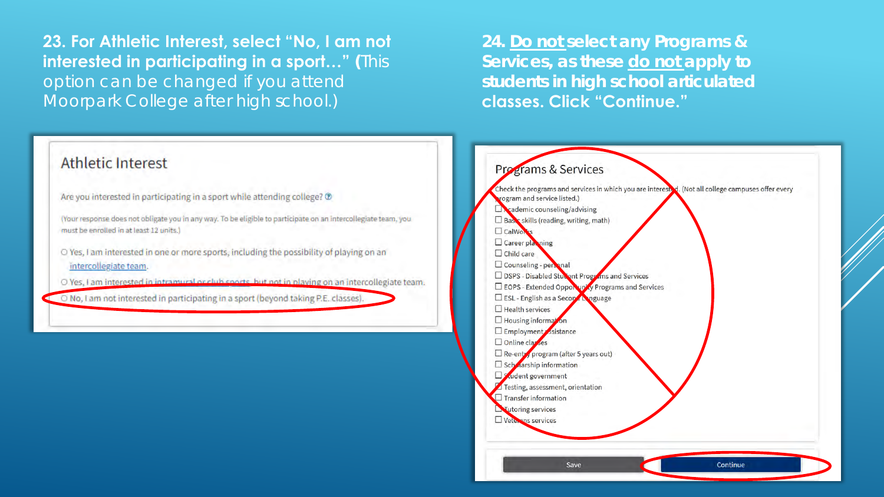**23. For Athletic Interest, select "No, I am not interested in participating in a sport…" (**This option can be changed if you attend Moorpark College after high school.)

**Athletic Interest**

Are you interested in participating in a sport while attending college?

(Your response does not obligate you in any way. To be eligible to participate on an intercollegiate team, you must be enrolled in at least 12 units.)

- Yes, I am interested in one or more sports, including the possibility of playing on an intercollegiate team.
- Yes, I am interested in intramural or club sports, but not in playing on an intercollegiate team.
- No, I am not interested in participating in a sport (beyond taking P.E. classes).

**24. Do not select any Programs & Services, as these do not apply to students in high school articulated classes. Click "Continue."**

**Programs & Services**

Check the programs and services in which you are interested. (Not all college campuses offer every program and service listed.)

- ☐ Academic counseling/advising
- ☐ Basic skills (reading, writing, math)
- ☐ CalWorks
- ☐ Career planning
- ☐ Child care
- ☐ Counseling - personal
- ☐ DSPS - Disabled Student Programs and Services
- ☐ EOPS - Extended Opportunity Programs and Services
- ☐ ESL - English as a Second Language
- ☐ Health services
- ☐ Housing information
- ☐ Employment assistance
- ☐ Online classes
- ☐ Re-entry program (after 5 years out)
- ☐ Scholarship information
- ☐ Student government
- ☐ Testing, assessment, orientation
- ☐ Transfer information
- ☐ Tutoring services
- ☐ Veterans services

Save | Continue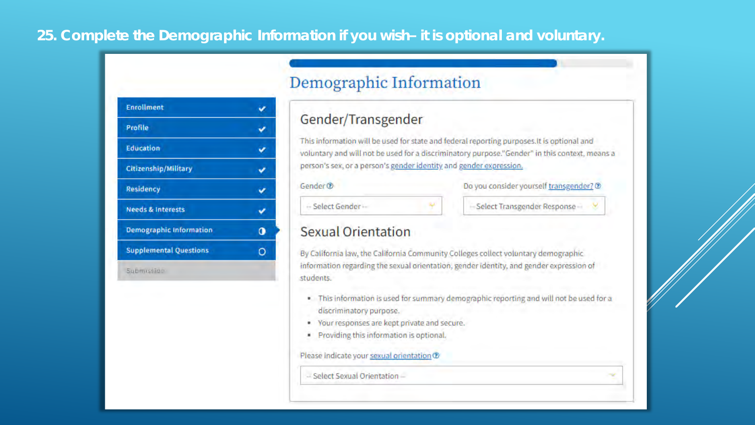# 25. Complete the Demographic Information if you wish– it is optional and voluntary.

- Enrollment ✔
- Profile ✔
- Education ✔
- Citizenship/Military ✔
- Residency ✔
- Needs & Interests ✔
- Demographic Information
- Supplemental Questions
- Submission

## Demographic Information

### Gender/Transgender

This information will be used for state and federal reporting purposes.It is optional and voluntary and will not be used for a discriminatory purpose."Gender" in this context, means a person's sex, or a person's gender identity and gender expression.

Gender

-- Select Gender --

Do you consider yourself transgender?

-- Select Transgender Response --

### Sexual Orientation

By California law, the California Community Colleges collect voluntary demographic information regarding the sexual orientation, gender identity, and gender expression of students.

- This information is used for summary demographic reporting and will not be used for a discriminatory purpose.
- Your responses are kept private and secure.
- Providing this information is optional.

Please indicate your sexual orientation

-- Select Sexual Orientation --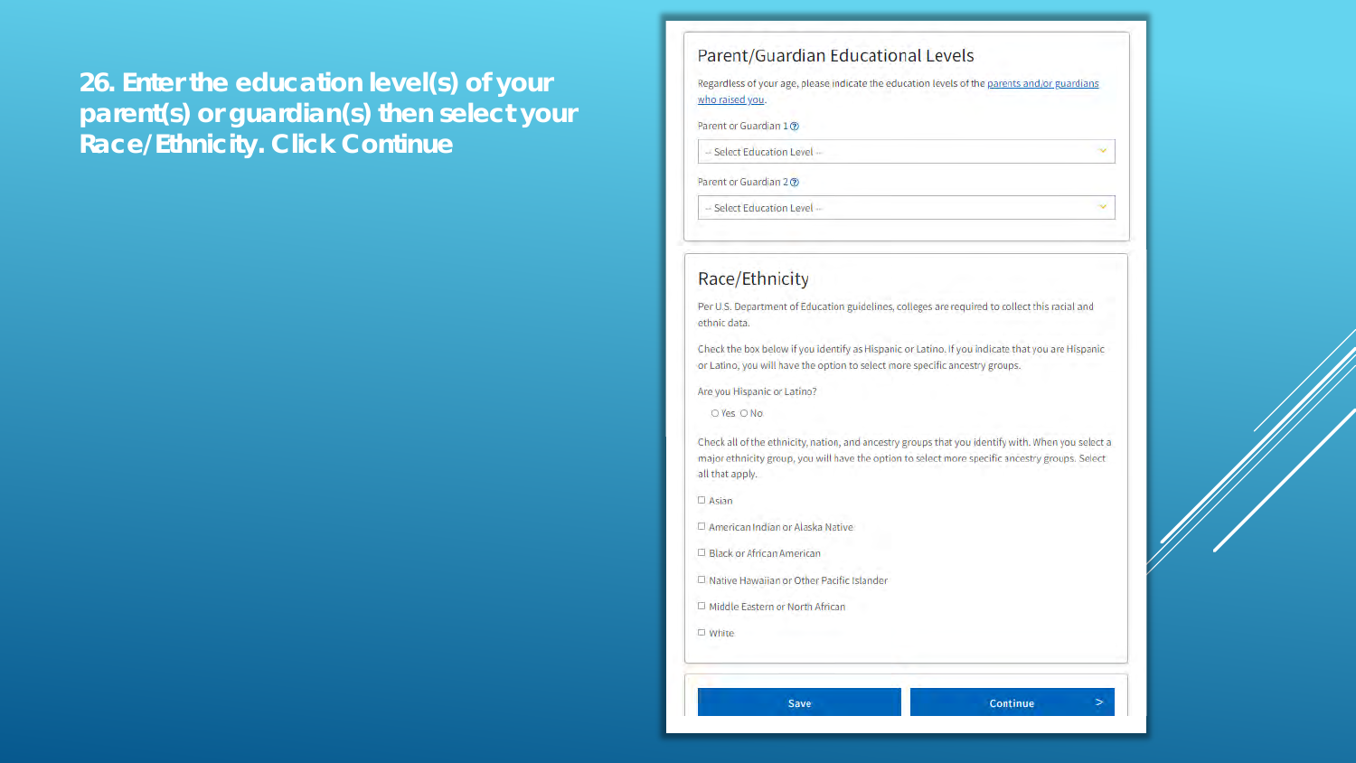**26. Enter the education level(s) of your parent(s) or guardian(s) then select your Race/Ethnicity. Click Continue**

## Parent/Guardian Educational Levels

Regardless of your age, please indicate the education levels of the parents and/or guardians who raised you.

Parent or Guardian 1

-- Select Education Level --

Parent or Guardian 2

-- Select Education Level --

## Race/Ethnicity

Per U.S. Department of Education guidelines, colleges are required to collect this racial and ethnic data.

Check the box below if you identify as Hispanic or Latino. If you indicate that you are Hispanic or Latino, you will have the option to select more specific ancestry groups.

Are you Hispanic or Latino?

○ Yes ○ No

Check all of the ethnicity, nation, and ancestry groups that you identify with. When you select a major ethnicity group, you will have the option to select more specific ancestry groups. Select all that apply.

- ☐ Asian
- ☐ American Indian or Alaska Native
- ☐ Black or African American
- ☐ Native Hawaiian or Other Pacific Islander
- ☐ Middle Eastern or North African
- ☐ White

Save | Continue >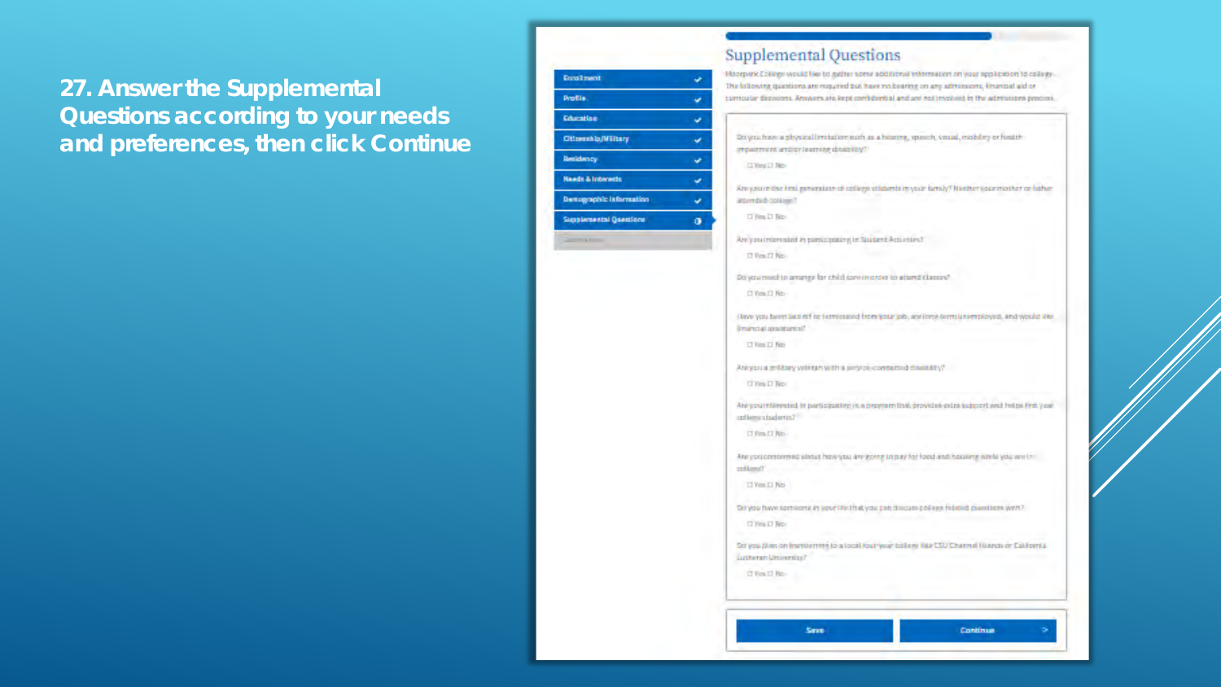## 27. Answer the Supplemental Questions according to your needs and preferences, then click Continue

- Enrollment
- Profile
- Education
- Citizenship/Military
- Residency
- Needs & Interests
- Demographic Information
- Supplemental Questions
- Submission

### Supplemental Questions

Moorpark College would like to gather some additional information on your application to college. The following questions are required but have no bearing on any admissions, financial aid or curricular decisions. Answers are kept confidential and are not involved in the admissions process.

Do you have a physical limitation such as a hearing, speech, visual, mobility or health impairment and/or learning disability?

☐ Yes ☐ No

Are you in the first generation of college students in your family? Neither your mother or father attended college?

☐ Yes ☐ No

Are you interested in participating in Student Activities?

☐ Yes ☐ No

Do you need to arrange for child care in order to attend classes?

☐ Yes ☐ No

Have you been laid off or terminated from your job, are long-term unemployed, and would like financial assistance?

☐ Yes ☐ No

Are you a military veteran with a service-connected disability?

☐ Yes ☐ No

Are you interested in participating in a program that provides extra support and helps first year college students?

☐ Yes ☐ No

Are you concerned about how you are going to pay for food and housing while you are in college?

☐ Yes ☐ No

Do you have someone in your life that you can discuss college related questions with?

☐ Yes ☐ No

Do you plan on transferring to a local four-year college like CSU Channel Islands or California Lutheran University?

☐ Yes ☐ No

Save | Continue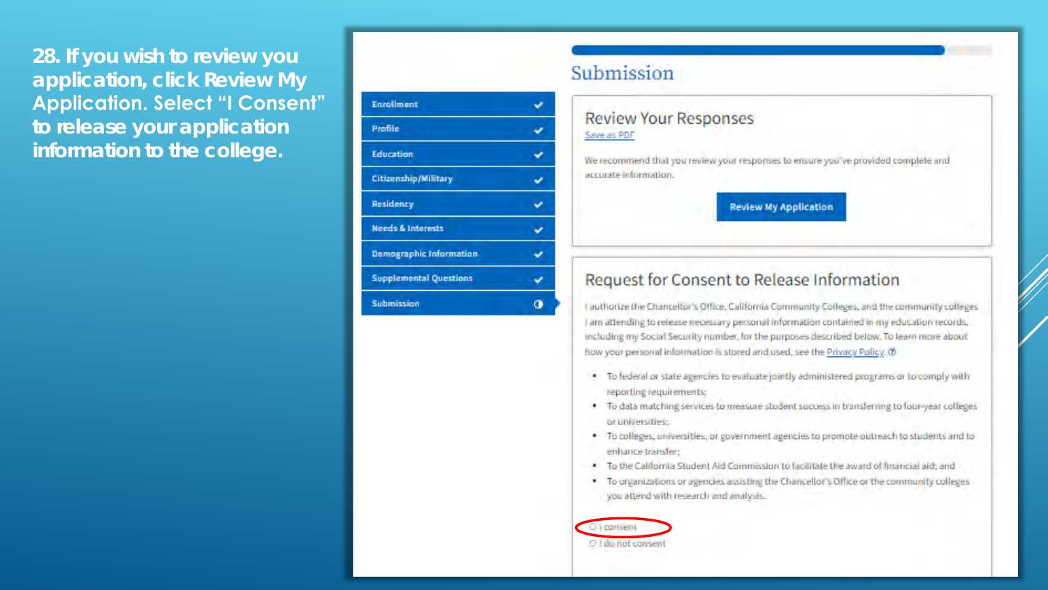**28. If you wish to review you application, click Review My Application. Select "I Consent" to release your application information to the college.**

- Enrollment ✔
- Profile ✔
- Education ✔
- Citizenship/Military ✔
- Residency ✔
- Needs & Interests ✔
- Demographic Information ✔
- Supplemental Questions ✔
- Submission

# Submission

## Review Your Responses

Save as PDF

We recommend that you review your responses to ensure you've provided complete and accurate information.

Review My Application

## Request for Consent to Release Information

I authorize the Chancellor's Office, California Community Colleges, and the community colleges I am attending to release necessary personal information contained in my education records, including my Social Security number, for the purposes described below. To learn more about how your personal information is stored and used, see the Privacy Policy.

- To federal or state agencies to evaluate jointly administered programs or to comply with reporting requirements;
- To data matching services to measure student success in transferring to four-year colleges or universities;
- To colleges, universities, or government agencies to promote outreach to students and to enhance transfer;
- To the California Student Aid Commission to facilitate the award of financial aid; and
- To organizations or agencies assisting the Chancellor's Office or the community colleges you attend with research and analysis.

○ I consent

○ I do not consent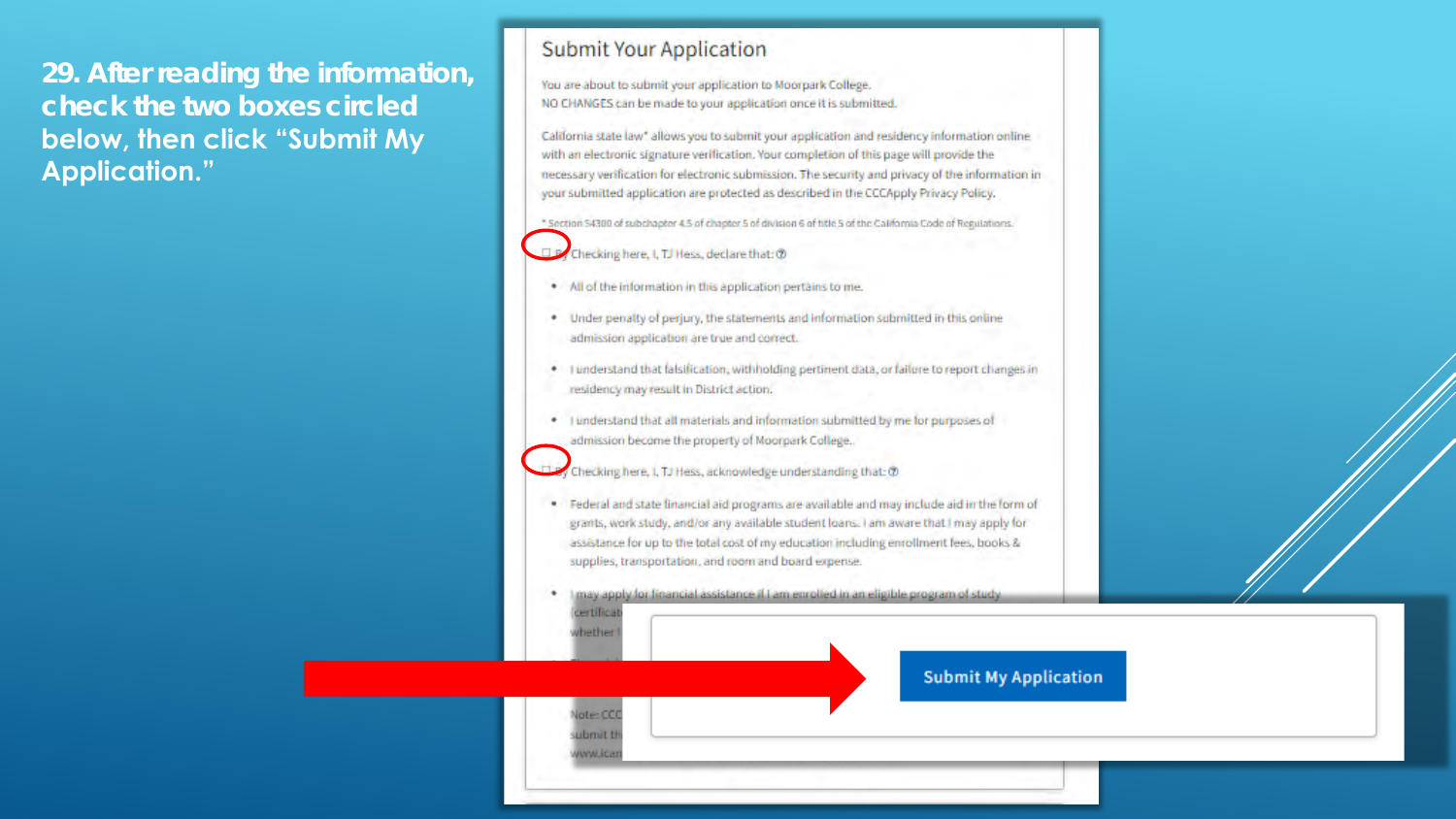**29. After reading the information, check the two boxes circled below, then click "Submit My Application."**

## Submit Your Application

You are about to submit your application to Moorpark College.
NO CHANGES can be made to your application once it is submitted.

California state law* allows you to submit your application and residency information online with an electronic signature verification. Your completion of this page will provide the necessary verification for electronic submission. The security and privacy of the information in your submitted application are protected as described in the CCCApply Privacy Policy.

* Section 54300 of subchapter 4.5 of chapter 5 of division 6 of title 5 of the California Code of Regulations.

☐ By Checking here, I, TJ Hess, declare that:

- All of the information in this application pertains to me.
- Under penalty of perjury, the statements and information submitted in this online admission application are true and correct.
- I understand that falsification, withholding pertinent data, or failure to report changes in residency may result in District action.
- I understand that all materials and information submitted by me for purposes of admission become the property of Moorpark College.

☐ By Checking here, I, TJ Hess, acknowledge understanding that:

- Federal and state financial aid programs are available and may include aid in the form of grants, work study, and/or any available student loans. I am aware that I may apply for assistance for up to the total cost of my education including enrollment fees, books & supplies, transportation, and room and board expense.
- I may apply for financial assistance if I am enrolled in an eligible program of study (certificat... whether I...

Note: CCC... submit th... www.ican...

Submit My Application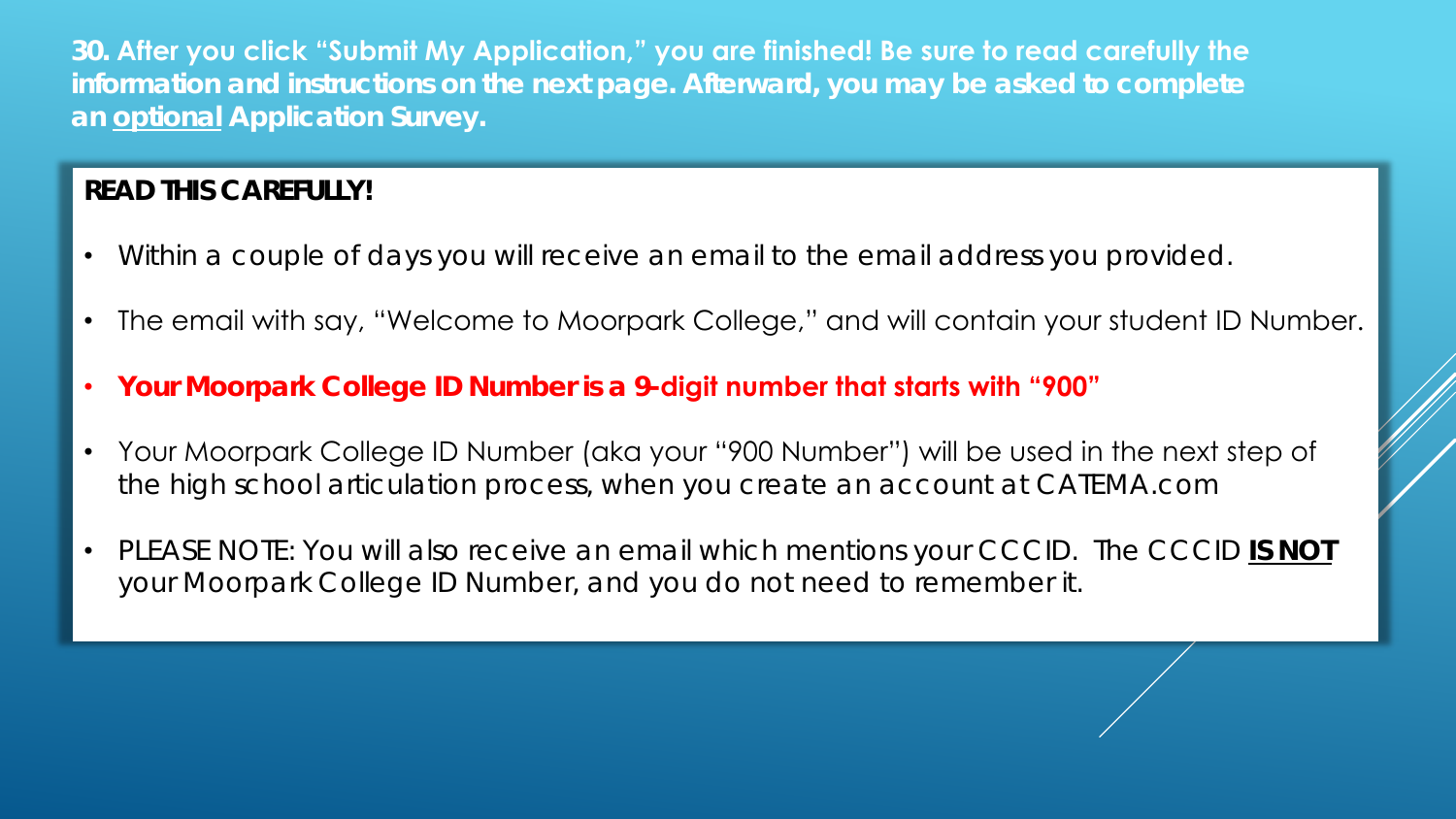**30. After you click "Submit My Application," you are finished! Be sure to read carefully the information and instructions on the next page. Afterward, you may be asked to complete an optional Application Survey.**

**READ THIS CAREFULLY!**

- Within a couple of days you will receive an email to the email address you provided.
- The email with say, "Welcome to Moorpark College," and will contain your student ID Number.
- **Your Moorpark College ID Number is a 9-digit number that starts with "900"**
- Your Moorpark College ID Number (aka your "900 Number") will be used in the next step of the high school articulation process, when you create an account at CATEMA.com
- PLEASE NOTE: You will also receive an email which mentions your CCCID. The CCCID **IS NOT** your Moorpark College ID Number, and you do not need to remember it.